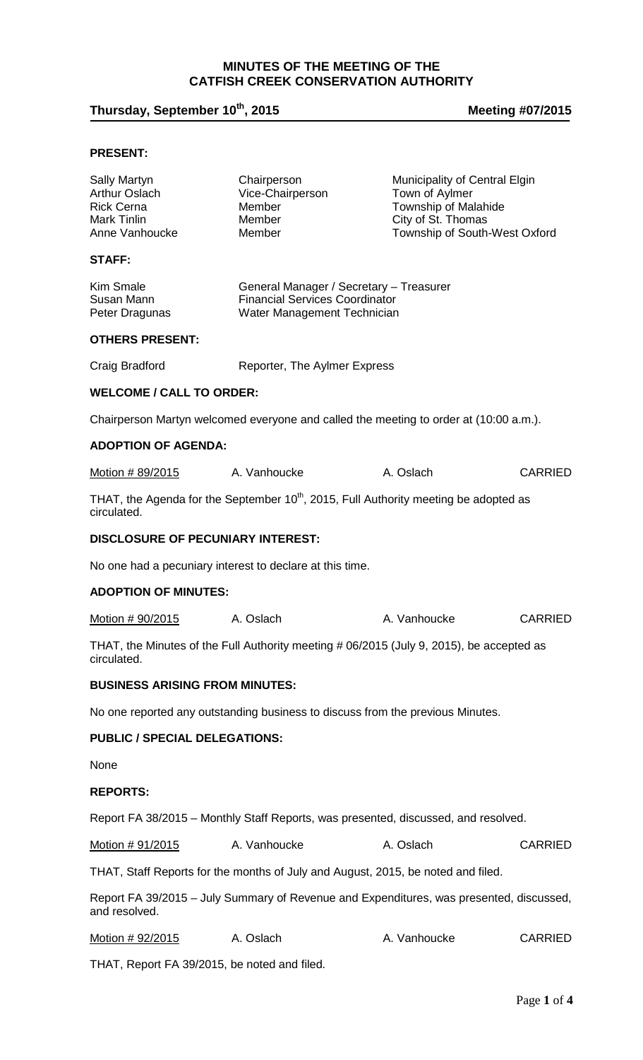# MINUTES OF THE MEETING OF THE CATFISH CREEK CONSERVATION AUTHORITY

**Thursday, September 10th, 2015 — Meeting #07/2015**

## PRESENT:

| | | |
|---|---|---|
| Sally Martyn | Chairperson | Municipality of Central Elgin |
| Arthur Oslach | Vice-Chairperson | Town of Aylmer |
| Rick Cerna | Member | Township of Malahide |
| Mark Tinlin | Member | City of St. Thomas |
| Anne Vanhoucke | Member | Township of South-West Oxford |

## STAFF:

| | |
|---|---|
| Kim Smale | General Manager / Secretary – Treasurer |
| Susan Mann | Financial Services Coordinator |
| Peter Dragunas | Water Management Technician |

## OTHERS PRESENT:

| | |
|---|---|
| Craig Bradford | Reporter, The Aylmer Express |

## WELCOME / CALL TO ORDER:

Chairperson Martyn welcomed everyone and called the meeting to order at (10:00 a.m.).

## ADOPTION OF AGENDA:

| | | | |
|---|---|---|---|
| Motion # 89/2015 | A. Vanhoucke | A. Oslach | CARRIED |

THAT, the Agenda for the September 10th, 2015, Full Authority meeting be adopted as circulated.

## DISCLOSURE OF PECUNIARY INTEREST:

No one had a pecuniary interest to declare at this time.

## ADOPTION OF MINUTES:

| | | | |
|---|---|---|---|
| Motion # 90/2015 | A. Oslach | A. Vanhoucke | CARRIED |

THAT, the Minutes of the Full Authority meeting # 06/2015 (July 9, 2015), be accepted as circulated.

## BUSINESS ARISING FROM MINUTES:

No one reported any outstanding business to discuss from the previous Minutes.

## PUBLIC / SPECIAL DELEGATIONS:

None

## REPORTS:

Report FA 38/2015 – Monthly Staff Reports, was presented, discussed, and resolved.

| | | | |
|---|---|---|---|
| Motion # 91/2015 | A. Vanhoucke | A. Oslach | CARRIED |

THAT, Staff Reports for the months of July and August, 2015, be noted and filed.

Report FA 39/2015 – July Summary of Revenue and Expenditures, was presented, discussed, and resolved.

| | | | |
|---|---|---|---|
| Motion # 92/2015 | A. Oslach | A. Vanhoucke | CARRIED |

THAT, Report FA 39/2015, be noted and filed.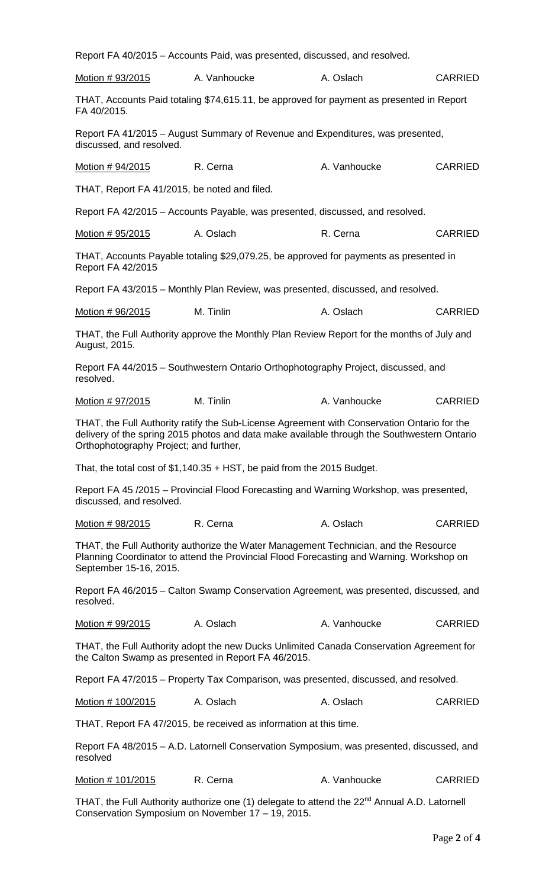Report FA 40/2015 – Accounts Paid, was presented, discussed, and resolved.

| Motion # 93/2015 | A. Vanhoucke | A. Oslach | CARRIED |
|---|---|---|---|

THAT, Accounts Paid totaling $74,615.11, be approved for payment as presented in Report FA 40/2015.

Report FA 41/2015 – August Summary of Revenue and Expenditures, was presented, discussed, and resolved.

| Motion # 94/2015 | R. Cerna | A. Vanhoucke | CARRIED |
|---|---|---|---|

THAT, Report FA 41/2015, be noted and filed.

Report FA 42/2015 – Accounts Payable, was presented, discussed, and resolved.

| Motion # 95/2015 | A. Oslach | R. Cerna | CARRIED |
|---|---|---|---|

THAT, Accounts Payable totaling $29,079.25, be approved for payments as presented in Report FA 42/2015

Report FA 43/2015 – Monthly Plan Review, was presented, discussed, and resolved.

| Motion # 96/2015 | M. Tinlin | A. Oslach | CARRIED |
|---|---|---|---|

THAT, the Full Authority approve the Monthly Plan Review Report for the months of July and August, 2015.

Report FA 44/2015 – Southwestern Ontario Orthophotography Project, discussed, and resolved.

| Motion # 97/2015 | M. Tinlin | A. Vanhoucke | CARRIED |
|---|---|---|---|

THAT, the Full Authority ratify the Sub-License Agreement with Conservation Ontario for the delivery of the spring 2015 photos and data make available through the Southwestern Ontario Orthophotography Project; and further,

That, the total cost of $1,140.35 + HST, be paid from the 2015 Budget.

Report FA 45 /2015 – Provincial Flood Forecasting and Warning Workshop, was presented, discussed, and resolved.

| Motion # 98/2015 | R. Cerna | A. Oslach | CARRIED |
|---|---|---|---|

THAT, the Full Authority authorize the Water Management Technician, and the Resource Planning Coordinator to attend the Provincial Flood Forecasting and Warning. Workshop on September 15-16, 2015.

Report FA 46/2015 – Calton Swamp Conservation Agreement, was presented, discussed, and resolved.

| Motion # 99/2015 | A. Oslach | A. Vanhoucke | CARRIED |
|---|---|---|---|

THAT, the Full Authority adopt the new Ducks Unlimited Canada Conservation Agreement for the Calton Swamp as presented in Report FA 46/2015.

Report FA 47/2015 – Property Tax Comparison, was presented, discussed, and resolved.

| Motion # 100/2015 | A. Oslach | A. Oslach | CARRIED |
|---|---|---|---|

THAT, Report FA 47/2015, be received as information at this time.

Report FA 48/2015 – A.D. Latornell Conservation Symposium, was presented, discussed, and resolved

| Motion # 101/2015 | R. Cerna | A. Vanhoucke | CARRIED |
|---|---|---|---|

THAT, the Full Authority authorize one (1) delegate to attend the 22nd Annual A.D. Latornell Conservation Symposium on November 17 – 19, 2015.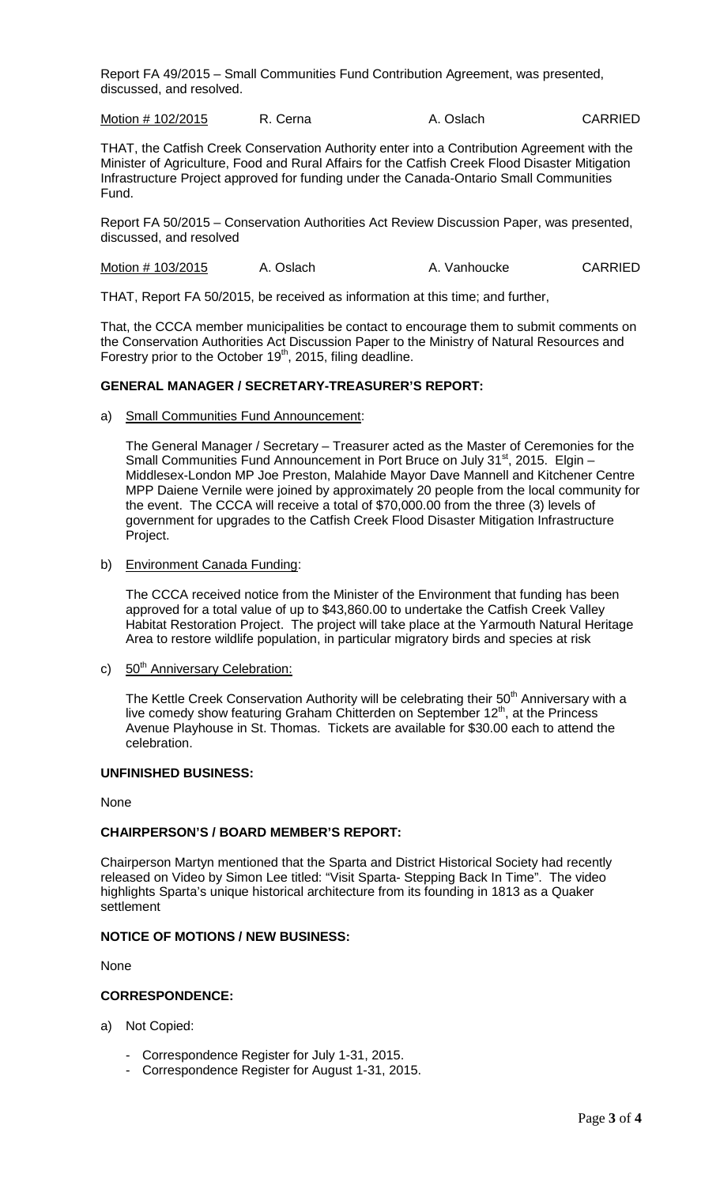Report FA 49/2015 – Small Communities Fund Contribution Agreement, was presented, discussed, and resolved.

| Motion # 102/2015 | R. Cerna | A. Oslach | CARRIED |
|---|---|---|---|

THAT, the Catfish Creek Conservation Authority enter into a Contribution Agreement with the Minister of Agriculture, Food and Rural Affairs for the Catfish Creek Flood Disaster Mitigation Infrastructure Project approved for funding under the Canada-Ontario Small Communities Fund.

Report FA 50/2015 – Conservation Authorities Act Review Discussion Paper, was presented, discussed, and resolved

| Motion # 103/2015 | A. Oslach | A. Vanhoucke | CARRIED |
|---|---|---|---|

THAT, Report FA 50/2015, be received as information at this time; and further,

That, the CCCA member municipalities be contact to encourage them to submit comments on the Conservation Authorities Act Discussion Paper to the Ministry of Natural Resources and Forestry prior to the October 19th, 2015, filing deadline.

## GENERAL MANAGER / SECRETARY-TREASURER'S REPORT:

a) Small Communities Fund Announcement:

The General Manager / Secretary – Treasurer acted as the Master of Ceremonies for the Small Communities Fund Announcement in Port Bruce on July 31st, 2015. Elgin – Middlesex-London MP Joe Preston, Malahide Mayor Dave Mannell and Kitchener Centre MPP Daiene Vernile were joined by approximately 20 people from the local community for the event. The CCCA will receive a total of $70,000.00 from the three (3) levels of government for upgrades to the Catfish Creek Flood Disaster Mitigation Infrastructure Project.

b) Environment Canada Funding:

The CCCA received notice from the Minister of the Environment that funding has been approved for a total value of up to $43,860.00 to undertake the Catfish Creek Valley Habitat Restoration Project. The project will take place at the Yarmouth Natural Heritage Area to restore wildlife population, in particular migratory birds and species at risk

c) 50th Anniversary Celebration:

The Kettle Creek Conservation Authority will be celebrating their 50th Anniversary with a live comedy show featuring Graham Chitterden on September 12th, at the Princess Avenue Playhouse in St. Thomas. Tickets are available for $30.00 each to attend the celebration.

## UNFINISHED BUSINESS:

None

## CHAIRPERSON'S / BOARD MEMBER'S REPORT:

Chairperson Martyn mentioned that the Sparta and District Historical Society had recently released on Video by Simon Lee titled: "Visit Sparta- Stepping Back In Time". The video highlights Sparta's unique historical architecture from its founding in 1813 as a Quaker settlement

## NOTICE OF MOTIONS / NEW BUSINESS:

None

## CORRESPONDENCE:

a) Not Copied:

- Correspondence Register for July 1-31, 2015.
- Correspondence Register for August 1-31, 2015.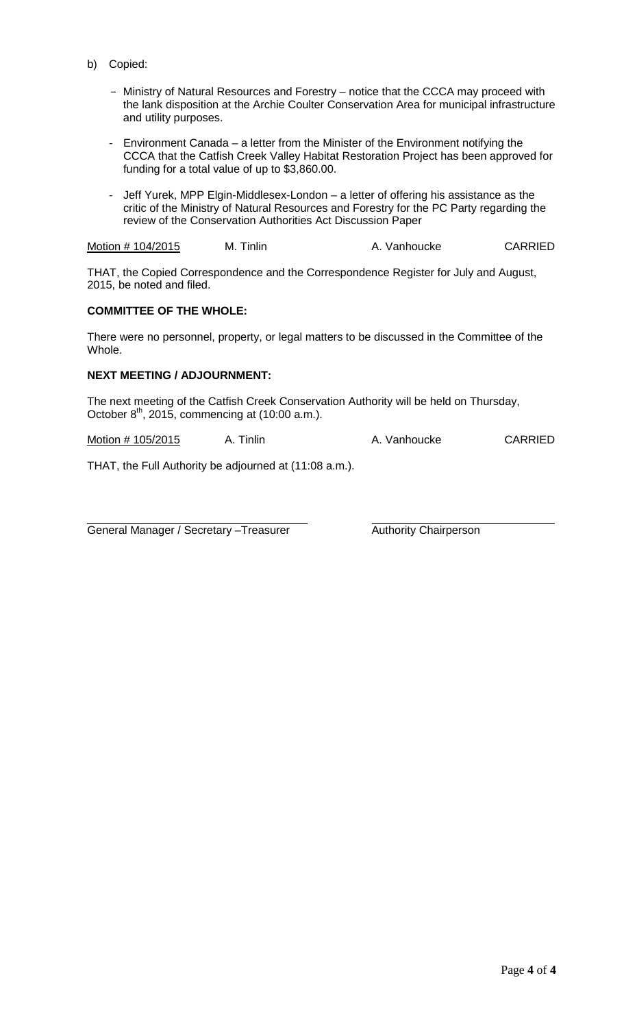b) Copied:

- Ministry of Natural Resources and Forestry – notice that the CCCA may proceed with the lank disposition at the Archie Coulter Conservation Area for municipal infrastructure and utility purposes.

- Environment Canada – a letter from the Minister of the Environment notifying the CCCA that the Catfish Creek Valley Habitat Restoration Project has been approved for funding for a total value of up to $3,860.00.

- Jeff Yurek, MPP Elgin-Middlesex-London – a letter of offering his assistance as the critic of the Ministry of Natural Resources and Forestry for the PC Party regarding the review of the Conservation Authorities Act Discussion Paper

| | | | |
|---|---|---|---|
| Motion # 104/2015 | M. Tinlin | A. Vanhoucke | CARRIED |

THAT, the Copied Correspondence and the Correspondence Register for July and August, 2015, be noted and filed.

**COMMITTEE OF THE WHOLE:**

There were no personnel, property, or legal matters to be discussed in the Committee of the Whole.

**NEXT MEETING / ADJOURNMENT:**

The next meeting of the Catfish Creek Conservation Authority will be held on Thursday, October 8th, 2015, commencing at (10:00 a.m.).

| | | | |
|---|---|---|---|
| Motion # 105/2015 | A. Tinlin | A. Vanhoucke | CARRIED |

THAT, the Full Authority be adjourned at (11:08 a.m.).

General Manager / Secretary –Treasurer

Authority Chairperson